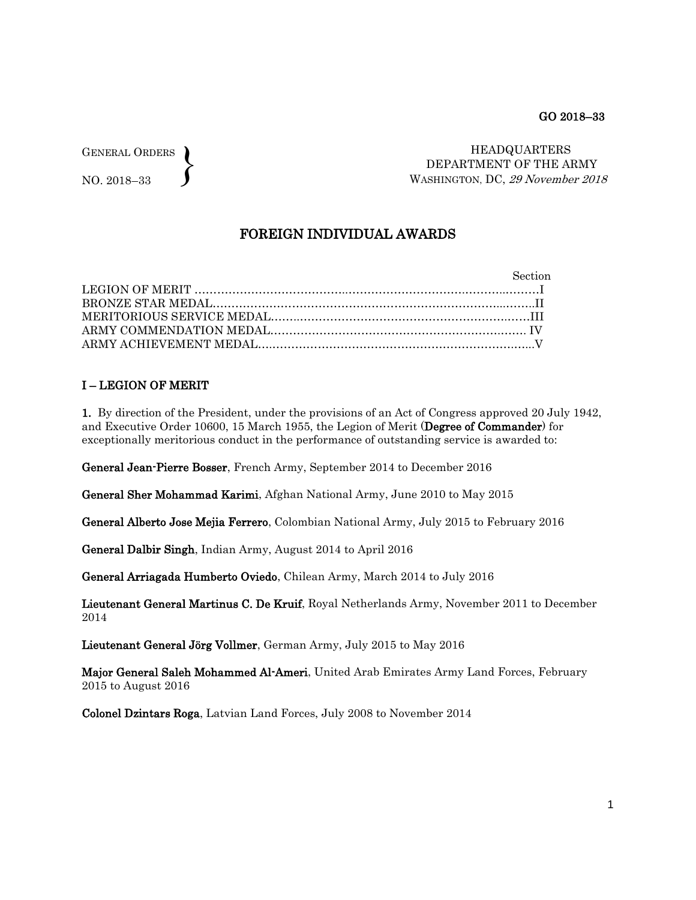GENERAL ORDERS
NO. 2018–33

HEADQUARTERS
DEPARTMENT OF THE ARMY
WASHINGTON, DC, *29 November 2018*

# FOREIGN INDIVIDUAL AWARDS

| | Section |
|---|---|
| LEGION OF MERIT | I |
| BRONZE STAR MEDAL | II |
| MERITORIOUS SERVICE MEDAL | III |
| ARMY COMMENDATION MEDAL | IV |
| ARMY ACHIEVEMENT MEDAL | V |

## I – LEGION OF MERIT

**1.** By direction of the President, under the provisions of an Act of Congress approved 20 July 1942, and Executive Order 10600, 15 March 1955, the Legion of Merit (**Degree of Commander**) for exceptionally meritorious conduct in the performance of outstanding service is awarded to:

**General Jean-Pierre Bosser**, French Army, September 2014 to December 2016

**General Sher Mohammad Karimi**, Afghan National Army, June 2010 to May 2015

**General Alberto Jose Mejia Ferrero**, Colombian National Army, July 2015 to February 2016

**General Dalbir Singh**, Indian Army, August 2014 to April 2016

**General Arriagada Humberto Oviedo**, Chilean Army, March 2014 to July 2016

**Lieutenant General Martinus C. De Kruif**, Royal Netherlands Army, November 2011 to December 2014

**Lieutenant General Jörg Vollmer**, German Army, July 2015 to May 2016

**Major General Saleh Mohammed Al-Ameri**, United Arab Emirates Army Land Forces, February 2015 to August 2016

**Colonel Dzintars Roga**, Latvian Land Forces, July 2008 to November 2014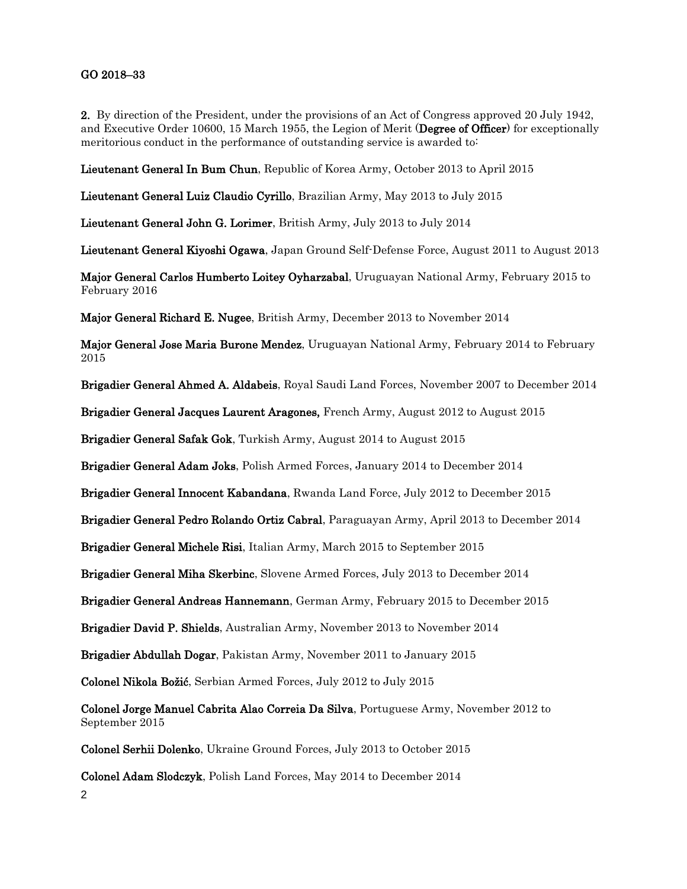GO 2018–33

**2.** By direction of the President, under the provisions of an Act of Congress approved 20 July 1942, and Executive Order 10600, 15 March 1955, the Legion of Merit (**Degree of Officer**) for exceptionally meritorious conduct in the performance of outstanding service is awarded to:

**Lieutenant General In Bum Chun**, Republic of Korea Army, October 2013 to April 2015

**Lieutenant General Luiz Claudio Cyrillo**, Brazilian Army, May 2013 to July 2015

**Lieutenant General John G. Lorimer**, British Army, July 2013 to July 2014

**Lieutenant General Kiyoshi Ogawa**, Japan Ground Self-Defense Force, August 2011 to August 2013

**Major General Carlos Humberto Loitey Oyharzabal**, Uruguayan National Army, February 2015 to February 2016

**Major General Richard E. Nugee**, British Army, December 2013 to November 2014

**Major General Jose Maria Burone Mendez**, Uruguayan National Army, February 2014 to February 2015

**Brigadier General Ahmed A. Aldabeis**, Royal Saudi Land Forces, November 2007 to December 2014

**Brigadier General Jacques Laurent Aragones,** French Army, August 2012 to August 2015

**Brigadier General Safak Gok**, Turkish Army, August 2014 to August 2015

**Brigadier General Adam Joks**, Polish Armed Forces, January 2014 to December 2014

**Brigadier General Innocent Kabandana**, Rwanda Land Force, July 2012 to December 2015

**Brigadier General Pedro Rolando Ortiz Cabral**, Paraguayan Army, April 2013 to December 2014

**Brigadier General Michele Risi**, Italian Army, March 2015 to September 2015

**Brigadier General Miha Skerbinc**, Slovene Armed Forces, July 2013 to December 2014

**Brigadier General Andreas Hannemann**, German Army, February 2015 to December 2015

**Brigadier David P. Shields**, Australian Army, November 2013 to November 2014

**Brigadier Abdullah Dogar**, Pakistan Army, November 2011 to January 2015

**Colonel Nikola Božić**, Serbian Armed Forces, July 2012 to July 2015

**Colonel Jorge Manuel Cabrita Alao Correia Da Silva**, Portuguese Army, November 2012 to September 2015

**Colonel Serhii Dolenko**, Ukraine Ground Forces, July 2013 to October 2015

**Colonel Adam Slodczyk**, Polish Land Forces, May 2014 to December 2014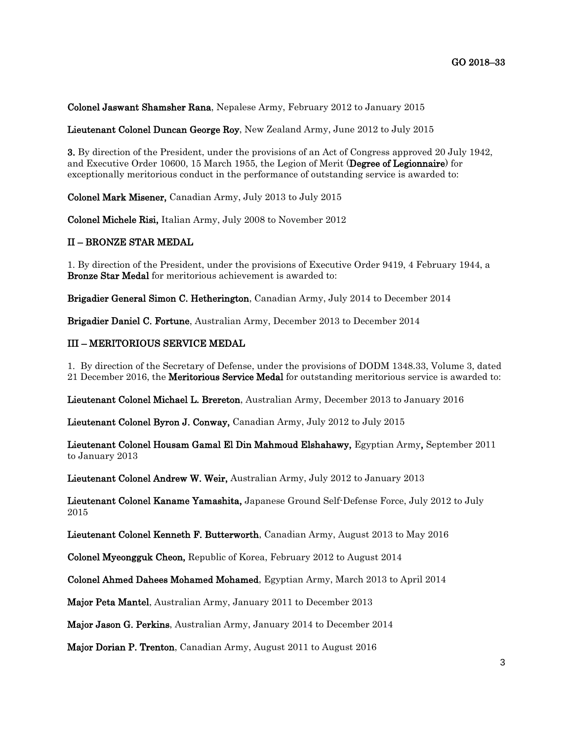**Colonel Jaswant Shamsher Rana**, Nepalese Army, February 2012 to January 2015

**Lieutenant Colonel Duncan George Roy**, New Zealand Army, June 2012 to July 2015

**3.** By direction of the President, under the provisions of an Act of Congress approved 20 July 1942, and Executive Order 10600, 15 March 1955, the Legion of Merit (**Degree of Legionnaire**) for exceptionally meritorious conduct in the performance of outstanding service is awarded to:

**Colonel Mark Misener,** Canadian Army, July 2013 to July 2015

**Colonel Michele Risi,** Italian Army, July 2008 to November 2012

## II – BRONZE STAR MEDAL

1. By direction of the President, under the provisions of Executive Order 9419, 4 February 1944, a **Bronze Star Medal** for meritorious achievement is awarded to:

**Brigadier General Simon C. Hetherington**, Canadian Army, July 2014 to December 2014

**Brigadier Daniel C. Fortune**, Australian Army, December 2013 to December 2014

## III – MERITORIOUS SERVICE MEDAL

1. By direction of the Secretary of Defense, under the provisions of DODM 1348.33, Volume 3, dated 21 December 2016, the **Meritorious Service Medal** for outstanding meritorious service is awarded to:

**Lieutenant Colonel Michael L. Brereton**, Australian Army, December 2013 to January 2016

**Lieutenant Colonel Byron J. Conway,** Canadian Army, July 2012 to July 2015

**Lieutenant Colonel Housam Gamal El Din Mahmoud Elshahawy,** Egyptian Army**,** September 2011 to January 2013

**Lieutenant Colonel Andrew W. Weir,** Australian Army, July 2012 to January 2013

**Lieutenant Colonel Kaname Yamashita,** Japanese Ground Self-Defense Force, July 2012 to July 2015

**Lieutenant Colonel Kenneth F. Butterworth**, Canadian Army, August 2013 to May 2016

**Colonel Myeongguk Cheon,** Republic of Korea, February 2012 to August 2014

**Colonel Ahmed Dahees Mohamed Mohamed**, Egyptian Army, March 2013 to April 2014

**Major Peta Mantel**, Australian Army, January 2011 to December 2013

**Major Jason G. Perkins**, Australian Army, January 2014 to December 2014

**Major Dorian P. Trenton**, Canadian Army, August 2011 to August 2016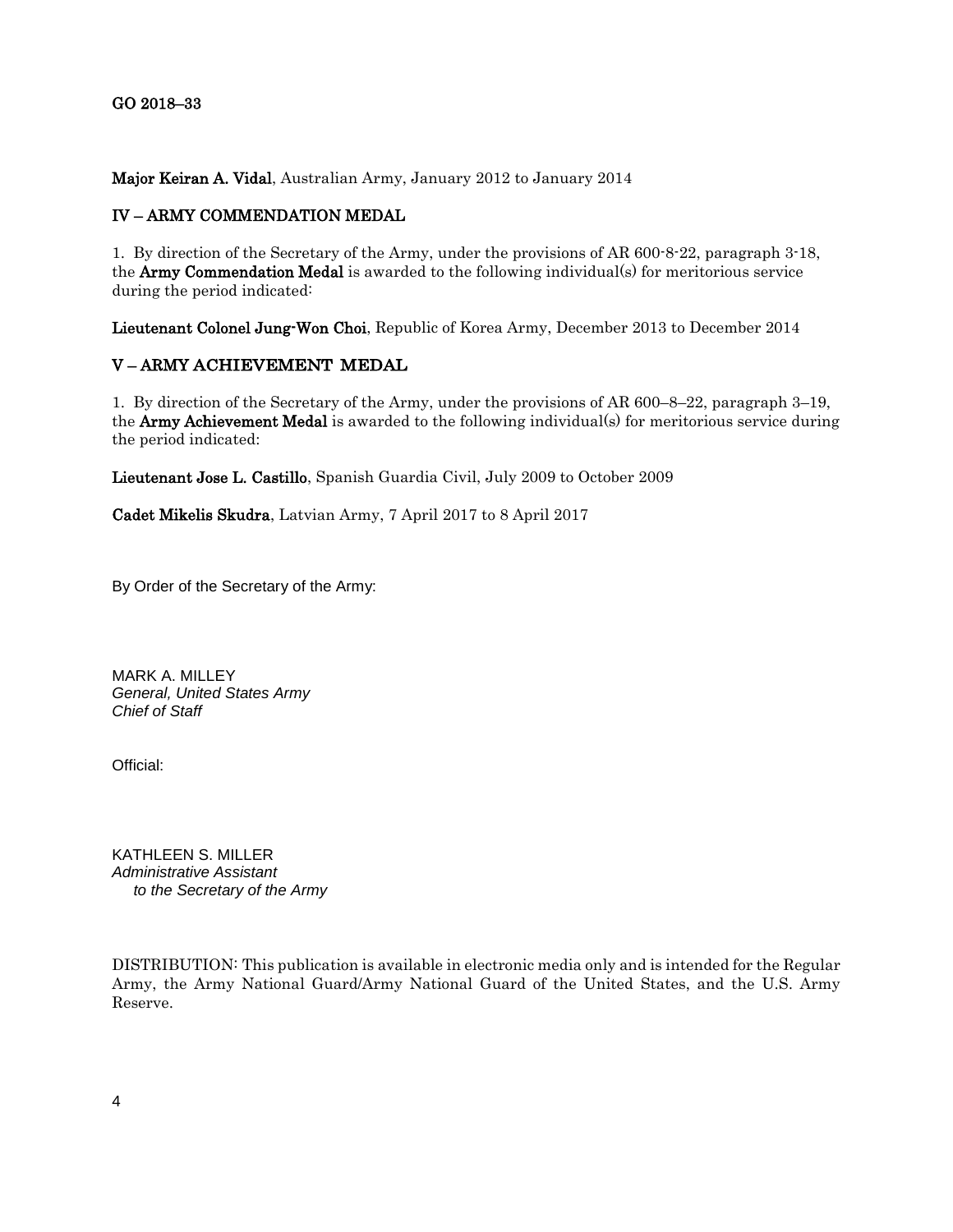**Major Keiran A. Vidal**, Australian Army, January 2012 to January 2014

## IV – ARMY COMMENDATION MEDAL

1. By direction of the Secretary of the Army, under the provisions of AR 600-8-22, paragraph 3-18, the **Army Commendation Medal** is awarded to the following individual(s) for meritorious service during the period indicated:

**Lieutenant Colonel Jung-Won Choi**, Republic of Korea Army, December 2013 to December 2014

## V – ARMY ACHIEVEMENT MEDAL

1. By direction of the Secretary of the Army, under the provisions of AR 600–8–22, paragraph 3–19, the **Army Achievement Medal** is awarded to the following individual(s) for meritorious service during the period indicated:

**Lieutenant Jose L. Castillo**, Spanish Guardia Civil, July 2009 to October 2009

**Cadet Mikelis Skudra**, Latvian Army, 7 April 2017 to 8 April 2017

By Order of the Secretary of the Army:

MARK A. MILLEY
*General, United States Army*
*Chief of Staff*

Official:

KATHLEEN S. MILLER
*Administrative Assistant*
*to the Secretary of the Army*

DISTRIBUTION: This publication is available in electronic media only and is intended for the Regular Army, the Army National Guard/Army National Guard of the United States, and the U.S. Army Reserve.